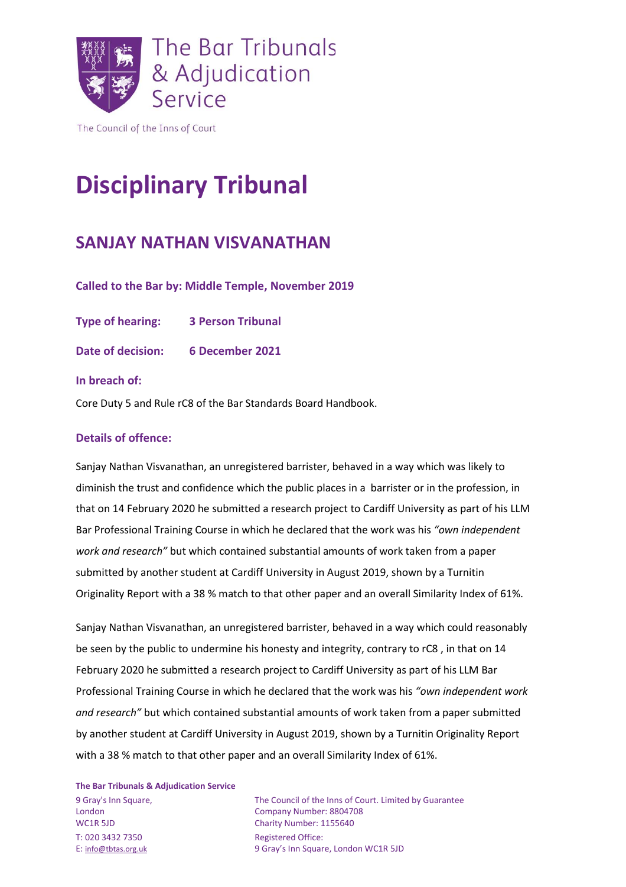The Bar Tribunals & Adjudication Service

The Council of the Inns of Court

# Disciplinary Tribunal

## SANJAY NATHAN VISVANATHAN

**Called to the Bar by: Middle Temple, November 2019**

**Type of hearing:** **3 Person Tribunal**

**Date of decision:** **6 December 2021**

**In breach of:**

Core Duty 5 and Rule rC8 of the Bar Standards Board Handbook.

**Details of offence:**

Sanjay Nathan Visvanathan, an unregistered barrister, behaved in a way which was likely to diminish the trust and confidence which the public places in a barrister or in the profession, in that on 14 February 2020 he submitted a research project to Cardiff University as part of his LLM Bar Professional Training Course in which he declared that the work was his *"own independent work and research"* but which contained substantial amounts of work taken from a paper submitted by another student at Cardiff University in August 2019, shown by a Turnitin Originality Report with a 38 % match to that other paper and an overall Similarity Index of 61%.

Sanjay Nathan Visvanathan, an unregistered barrister, behaved in a way which could reasonably be seen by the public to undermine his honesty and integrity, contrary to rC8 , in that on 14 February 2020 he submitted a research project to Cardiff University as part of his LLM Bar Professional Training Course in which he declared that the work was his *"own independent work and research"* but which contained substantial amounts of work taken from a paper submitted by another student at Cardiff University in August 2019, shown by a Turnitin Originality Report with a 38 % match to that other paper and an overall Similarity Index of 61%.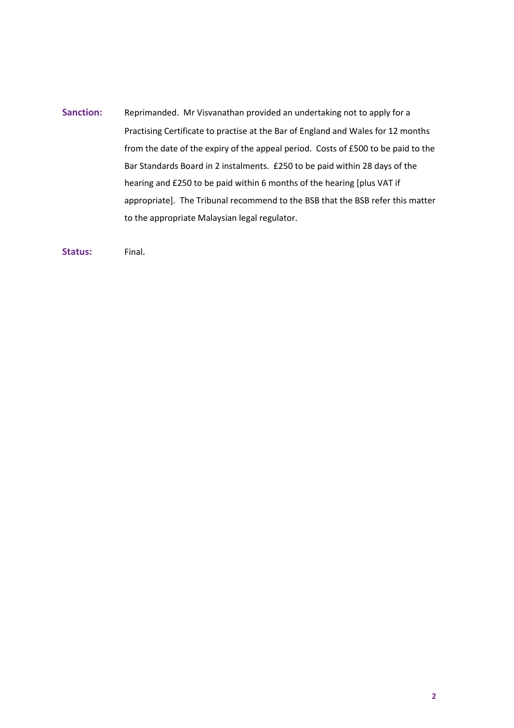**Sanction:** Reprimanded. Mr Visvanathan provided an undertaking not to apply for a Practising Certificate to practise at the Bar of England and Wales for 12 months from the date of the expiry of the appeal period. Costs of £500 to be paid to the Bar Standards Board in 2 instalments. £250 to be paid within 28 days of the hearing and £250 to be paid within 6 months of the hearing [plus VAT if appropriate]. The Tribunal recommend to the BSB that the BSB refer this matter to the appropriate Malaysian legal regulator.

**Status:** Final.